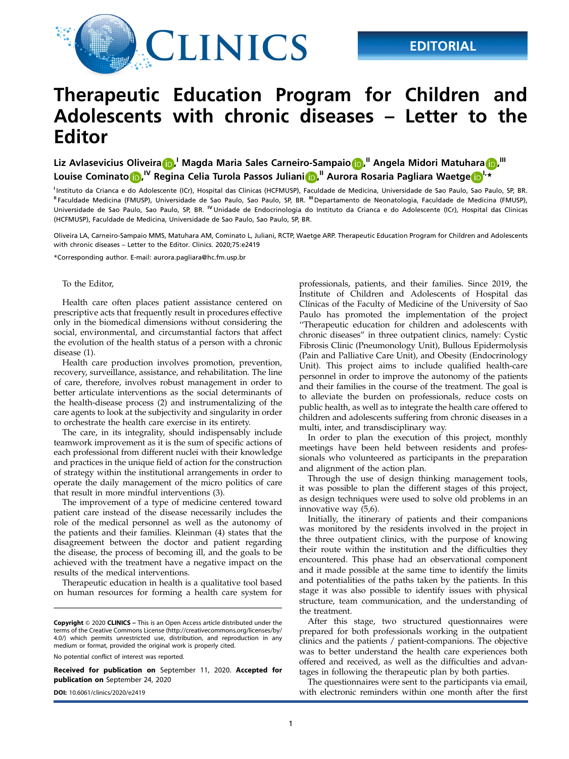EDITORIAL

# Therapeutic Education Program for Children and Adolescents with chronic diseases – Letter to the Editor

**Liz Avlasevicius Oliveira**,[I] **Magda Maria Sales Carneiro-Sampaio**,[II] **Angela Midori Matuhara**,[III] **Louise Cominato**,[IV] **Regina Celia Turola Passos Juliani**,[II] **Aurora Rosaria Pagliara Waetge**[I,*]

[I]Instituto da Crianca e do Adolescente (ICr), Hospital das Clinicas (HCFMUSP), Faculdade de Medicina, Universidade de Sao Paulo, Sao Paulo, SP, BR. [II]Faculdade Medicina (FMUSP), Universidade de Sao Paulo, Sao Paulo, SP, BR. [III]Departamento de Neonatologia, Faculdade de Medicina (FMUSP), Universidade de Sao Paulo, Sao Paulo, SP, BR. [IV]Unidade de Endocrinologia do Instituto da Crianca e do Adolescente (ICr), Hospital das Clinicas (HCFMUSP), Faculdade de Medicina, Universidade de Sao Paulo, Sao Paulo, SP, BR.

Oliveira LA, Carneiro-Sampaio MMS, Matuhara AM, Cominato L, Juliani, RCTP, Waetge ARP. Therapeutic Education Program for Children and Adolescents with chronic diseases – Letter to the Editor. Clinics. 2020;75:e2419

*Corresponding author. E-mail: aurora.pagliara@hc.fm.usp.br

To the Editor,

Health care often places patient assistance centered on prescriptive acts that frequently result in procedures effective only in the biomedical dimensions without considering the social, environmental, and circumstantial factors that affect the evolution of the health status of a person with a chronic disease (1).

Health care production involves promotion, prevention, recovery, surveillance, assistance, and rehabilitation. The line of care, therefore, involves robust management in order to better articulate interventions as the social determinants of the health-disease process (2) and instrumentalizing of the care agents to look at the subjectivity and singularity in order to orchestrate the health care exercise in its entirety.

The care, in its integrality, should indispensably include teamwork improvement as it is the sum of specific actions of each professional from different nuclei with their knowledge and practices in the unique field of action for the construction of strategy within the institutional arrangements in order to operate the daily management of the micro politics of care that result in more mindful interventions (3).

The improvement of a type of medicine centered toward patient care instead of the disease necessarily includes the role of the medical personnel as well as the autonomy of the patients and their families. Kleinman (4) states that the disagreement between the doctor and patient regarding the disease, the process of becoming ill, and the goals to be achieved with the treatment have a negative impact on the results of the medical interventions.

Therapeutic education in health is a qualitative tool based on human resources for forming a health care system for professionals, patients, and their families. Since 2019, the Institute of Children and Adolescents of Hospital das Clínicas of the Faculty of Medicine of the University of Sao Paulo has promoted the implementation of the project "Therapeutic education for children and adolescents with chronic diseases" in three outpatient clinics, namely: Cystic Fibrosis Clinic (Pneumonology Unit), Bullous Epidermolysis (Pain and Palliative Care Unit), and Obesity (Endocrinology Unit). This project aims to include qualified health-care personnel in order to improve the autonomy of the patients and their families in the course of the treatment. The goal is to alleviate the burden on professionals, reduce costs on public health, as well as to integrate the health care offered to children and adolescents suffering from chronic diseases in a multi, inter, and transdisciplinary way.

In order to plan the execution of this project, monthly meetings have been held between residents and professionals who volunteered as participants in the preparation and alignment of the action plan.

Through the use of design thinking management tools, it was possible to plan the different stages of this project, as design techniques were used to solve old problems in an innovative way (5,6).

Initially, the itinerary of patients and their companions was monitored by the residents involved in the project in the three outpatient clinics, with the purpose of knowing their route within the institution and the difficulties they encountered. This phase had an observational component and it made possible at the same time to identify the limits and potentialities of the paths taken by the patients. In this stage it was also possible to identify issues with physical structure, team communication, and the understanding of the treatment.

After this stage, two structured questionnaires were prepared for both professionals working in the outpatient clinics and the patients / patient-companions. The objective was to better understand the health care experiences both offered and received, as well as the difficulties and advantages in following the therapeutic plan by both parties.

The questionnaires were sent to the participants via email, with electronic reminders within one month after the first

**Copyright** © 2020 **CLINICS** – This is an Open Access article distributed under the terms of the Creative Commons License (http://creativecommons.org/licenses/by/4.0/) which permits unrestricted use, distribution, and reproduction in any medium or format, provided the original work is properly cited.

No potential conflict of interest was reported.

**Received for publication on** September 11, 2020. **Accepted for publication on** September 24, 2020

**DOI:** 10.6061/clinics/2020/e2419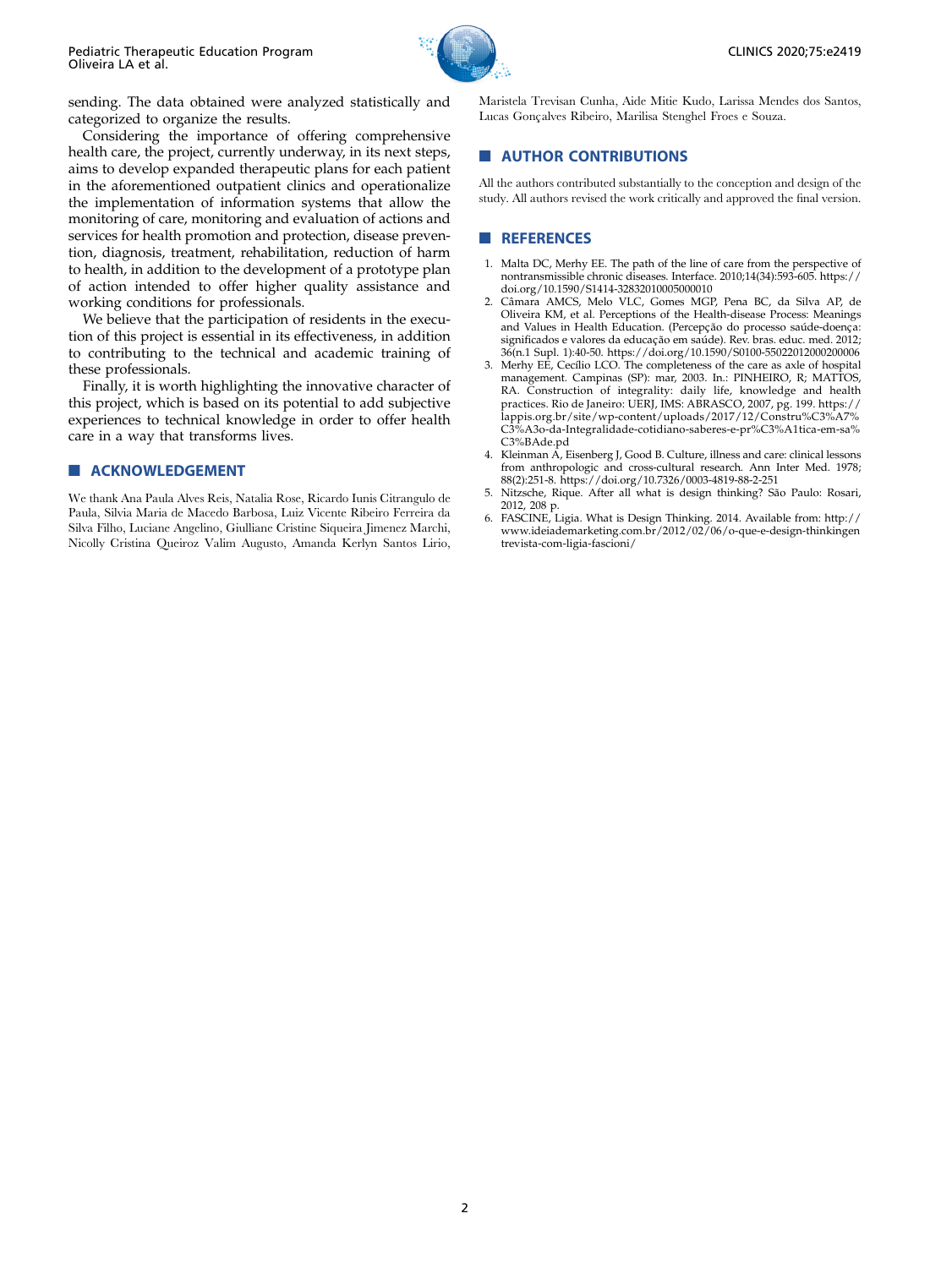sending. The data obtained were analyzed statistically and categorized to organize the results.

Considering the importance of offering comprehensive health care, the project, currently underway, in its next steps, aims to develop expanded therapeutic plans for each patient in the aforementioned outpatient clinics and operationalize the implementation of information systems that allow the monitoring of care, monitoring and evaluation of actions and services for health promotion and protection, disease prevention, diagnosis, treatment, rehabilitation, reduction of harm to health, in addition to the development of a prototype plan of action intended to offer higher quality assistance and working conditions for professionals.

We believe that the participation of residents in the execution of this project is essential in its effectiveness, in addition to contributing to the technical and academic training of these professionals.

Finally, it is worth highlighting the innovative character of this project, which is based on its potential to add subjective experiences to technical knowledge in order to offer health care in a way that transforms lives.

## ACKNOWLEDGEMENT

We thank Ana Paula Alves Reis, Natalia Rose, Ricardo Iunis Citrangulo de Paula, Silvia Maria de Macedo Barbosa, Luiz Vicente Ribeiro Ferreira da Silva Filho, Luciane Angelino, Giulliane Cristine Siqueira Jimenez Marchi, Nicolly Cristina Queiroz Valim Augusto, Amanda Kerlyn Santos Lirio, Maristela Trevisan Cunha, Aide Mitie Kudo, Larissa Mendes dos Santos, Lucas Gonçalves Ribeiro, Marilisa Stenghel Froes e Souza.

## AUTHOR CONTRIBUTIONS

All the authors contributed substantially to the conception and design of the study. All authors revised the work critically and approved the final version.

## REFERENCES

1. Malta DC, Merhy EE. The path of the line of care from the perspective of nontransmissible chronic diseases. Interface. 2010;14(34):593-605. https://doi.org/10.1590/S1414-32832010005000010
2. Câmara AMCS, Melo VLC, Gomes MGP, Pena BC, da Silva AP, de Oliveira KM, et al. Perceptions of the Health-disease Process: Meanings and Values in Health Education. (Percepção do processo saúde-doença: significados e valores da educação em saúde). Rev. bras. educ. med. 2012; 36(n.1 Supl. 1):40-50. https://doi.org/10.1590/S0100-55022012000200006
3. Merhy EE, Cecílio LCO. The completeness of the care as axle of hospital management. Campinas (SP): mar, 2003. In.: PINHEIRO, R; MATTOS, RA. Construction of integrality: daily life, knowledge and health practices. Rio de Janeiro: UERJ, IMS: ABRASCO, 2007, pg. 199. https://lappis.org.br/site/wp-content/uploads/2017/12/Constru%C3%A7%C3%A3o-da-Integralidade-cotidiano-saberes-e-pr%C3%A1tica-em-sa%C3%BAde.pd
4. Kleinman A, Eisenberg J, Good B. Culture, illness and care: clinical lessons from anthropologic and cross-cultural research. Ann Inter Med. 1978; 88(2):251-8. https://doi.org/10.7326/0003-4819-88-2-251
5. Nitzsche, Rique. After all what is design thinking? São Paulo: Rosari, 2012, 208 p.
6. FASCINE, Ligia. What is Design Thinking. 2014. Available from: http://www.ideiademarketing.com.br/2012/02/06/o-que-e-design-thinkingentrevista-com-ligia-fascioni/